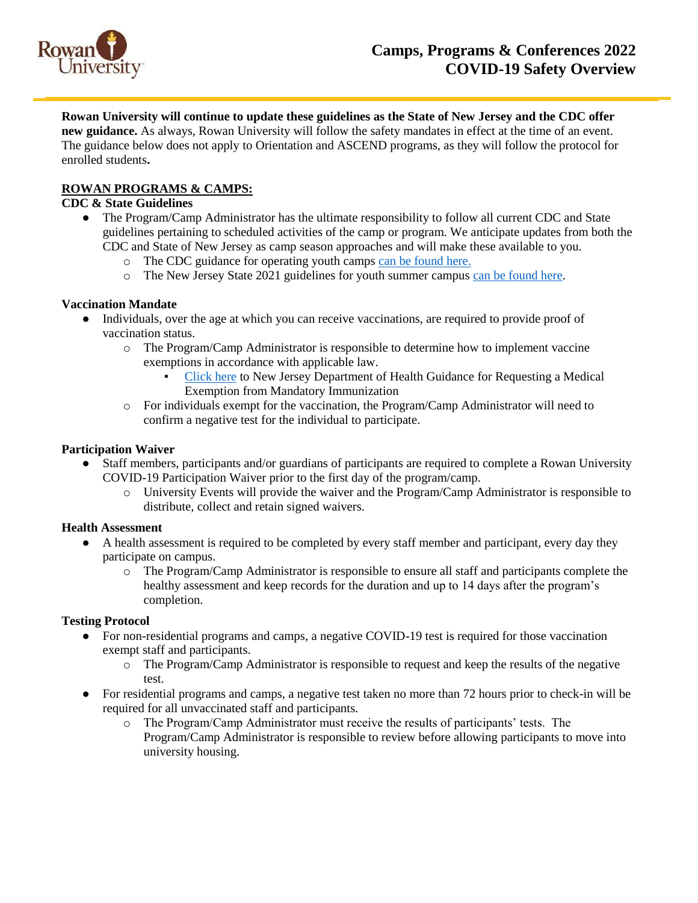# Camps, Programs & Conferences 2022
# COVID-19 Safety Overview

**Rowan University will continue to update these guidelines as the State of New Jersey and the CDC offer new guidance.** As always, Rowan University will follow the safety mandates in effect at the time of an event. The guidance below does not apply to Orientation and ASCEND programs, as they will follow the protocol for enrolled students**.**

## ROWAN PROGRAMS & CAMPS:

### CDC & State Guidelines

- The Program/Camp Administrator has the ultimate responsibility to follow all current CDC and State guidelines pertaining to scheduled activities of the camp or program. We anticipate updates from both the CDC and State of New Jersey as camp season approaches and will make these available to you.
  - The CDC guidance for operating youth camps can be found here.
  - The New Jersey State 2021 guidelines for youth summer campus can be found here.

### Vaccination Mandate

- Individuals, over the age at which you can receive vaccinations, are required to provide proof of vaccination status.
  - The Program/Camp Administrator is responsible to determine how to implement vaccine exemptions in accordance with applicable law.
    - Click here to New Jersey Department of Health Guidance for Requesting a Medical Exemption from Mandatory Immunization
  - For individuals exempt for the vaccination, the Program/Camp Administrator will need to confirm a negative test for the individual to participate.

### Participation Waiver

- Staff members, participants and/or guardians of participants are required to complete a Rowan University COVID-19 Participation Waiver prior to the first day of the program/camp.
  - University Events will provide the waiver and the Program/Camp Administrator is responsible to distribute, collect and retain signed waivers.

### Health Assessment

- A health assessment is required to be completed by every staff member and participant, every day they participate on campus.
  - The Program/Camp Administrator is responsible to ensure all staff and participants complete the healthy assessment and keep records for the duration and up to 14 days after the program's completion.

### Testing Protocol

- For non-residential programs and camps, a negative COVID-19 test is required for those vaccination exempt staff and participants.
  - The Program/Camp Administrator is responsible to request and keep the results of the negative test.
- For residential programs and camps, a negative test taken no more than 72 hours prior to check-in will be required for all unvaccinated staff and participants.
  - The Program/Camp Administrator must receive the results of participants' tests. The Program/Camp Administrator is responsible to review before allowing participants to move into university housing.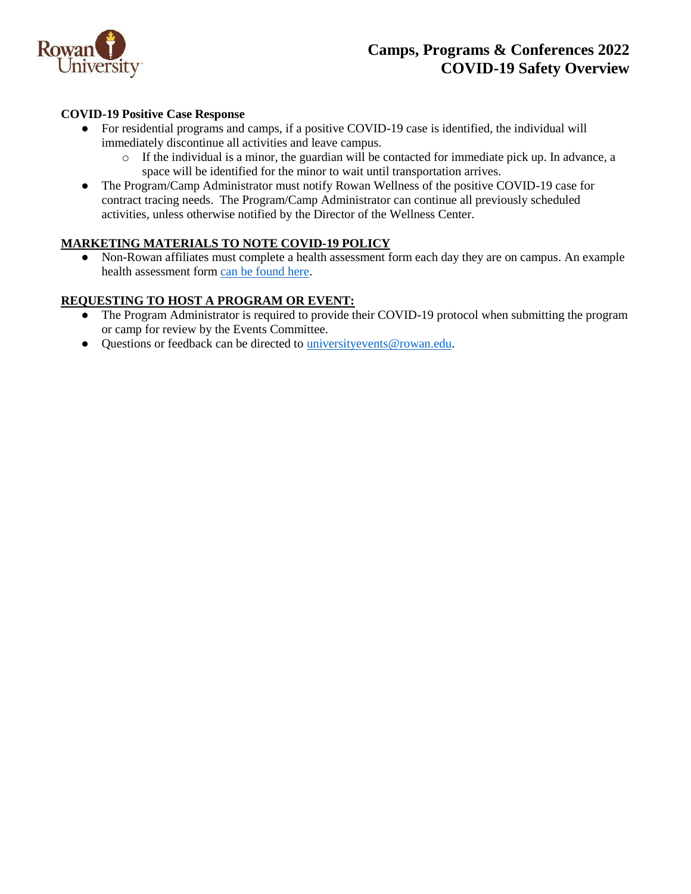**COVID-19 Positive Case Response**

- For residential programs and camps, if a positive COVID-19 case is identified, the individual will immediately discontinue all activities and leave campus.
  - If the individual is a minor, the guardian will be contacted for immediate pick up. In advance, a space will be identified for the minor to wait until transportation arrives.
- The Program/Camp Administrator must notify Rowan Wellness of the positive COVID-19 case for contract tracing needs. The Program/Camp Administrator can continue all previously scheduled activities, unless otherwise notified by the Director of the Wellness Center.

**MARKETING MATERIALS TO NOTE COVID-19 POLICY**

- Non-Rowan affiliates must complete a health assessment form each day they are on campus. An example health assessment form can be found here.

**REQUESTING TO HOST A PROGRAM OR EVENT:**

- The Program Administrator is required to provide their COVID-19 protocol when submitting the program or camp for review by the Events Committee.
- Questions or feedback can be directed to universityevents@rowan.edu.